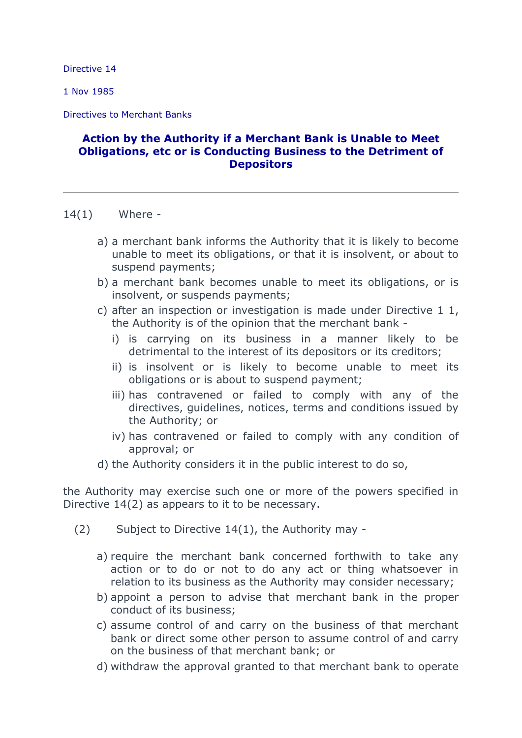Directive 14

1 Nov 1985

Directives to Merchant Banks

## Action by the Authority if a Merchant Bank is Unable to Meet Obligations, etc or is Conducting Business to the Detriment of Depositors

---

14(1) Where -

- a) a merchant bank informs the Authority that it is likely to become unable to meet its obligations, or that it is insolvent, or about to suspend payments;
- b) a merchant bank becomes unable to meet its obligations, or is insolvent, or suspends payments;
- c) after an inspection or investigation is made under Directive 1 1, the Authority is of the opinion that the merchant bank -
  - i) is carrying on its business in a manner likely to be detrimental to the interest of its depositors or its creditors;
  - ii) is insolvent or is likely to become unable to meet its obligations or is about to suspend payment;
  - iii) has contravened or failed to comply with any of the directives, guidelines, notices, terms and conditions issued by the Authority; or
  - iv) has contravened or failed to comply with any condition of approval; or
- d) the Authority considers it in the public interest to do so,

the Authority may exercise such one or more of the powers specified in Directive 14(2) as appears to it to be necessary.

(2) Subject to Directive 14(1), the Authority may -

- a) require the merchant bank concerned forthwith to take any action or to do or not to do any act or thing whatsoever in relation to its business as the Authority may consider necessary;
- b) appoint a person to advise that merchant bank in the proper conduct of its business;
- c) assume control of and carry on the business of that merchant bank or direct some other person to assume control of and carry on the business of that merchant bank; or
- d) withdraw the approval granted to that merchant bank to operate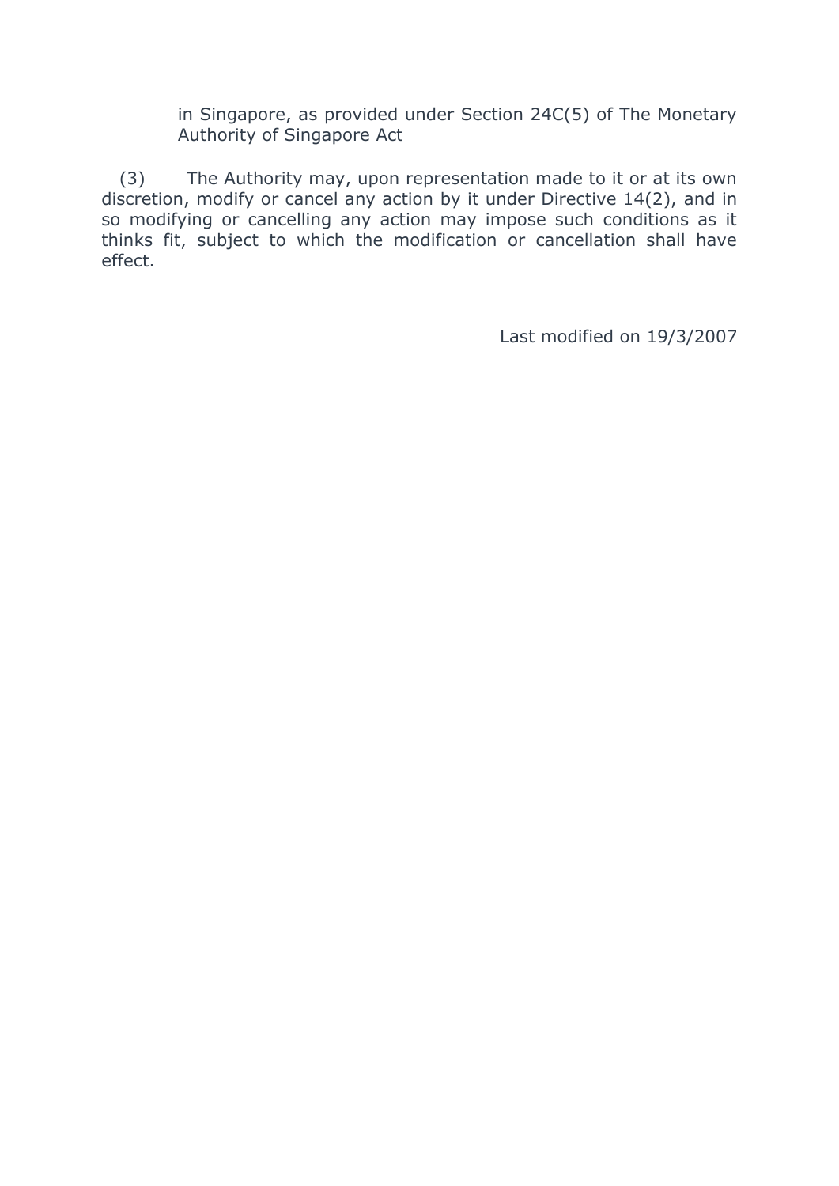in Singapore, as provided under Section 24C(5) of The Monetary Authority of Singapore Act

(3) The Authority may, upon representation made to it or at its own discretion, modify or cancel any action by it under Directive 14(2), and in so modifying or cancelling any action may impose such conditions as it thinks fit, subject to which the modification or cancellation shall have effect.

Last modified on 19/3/2007